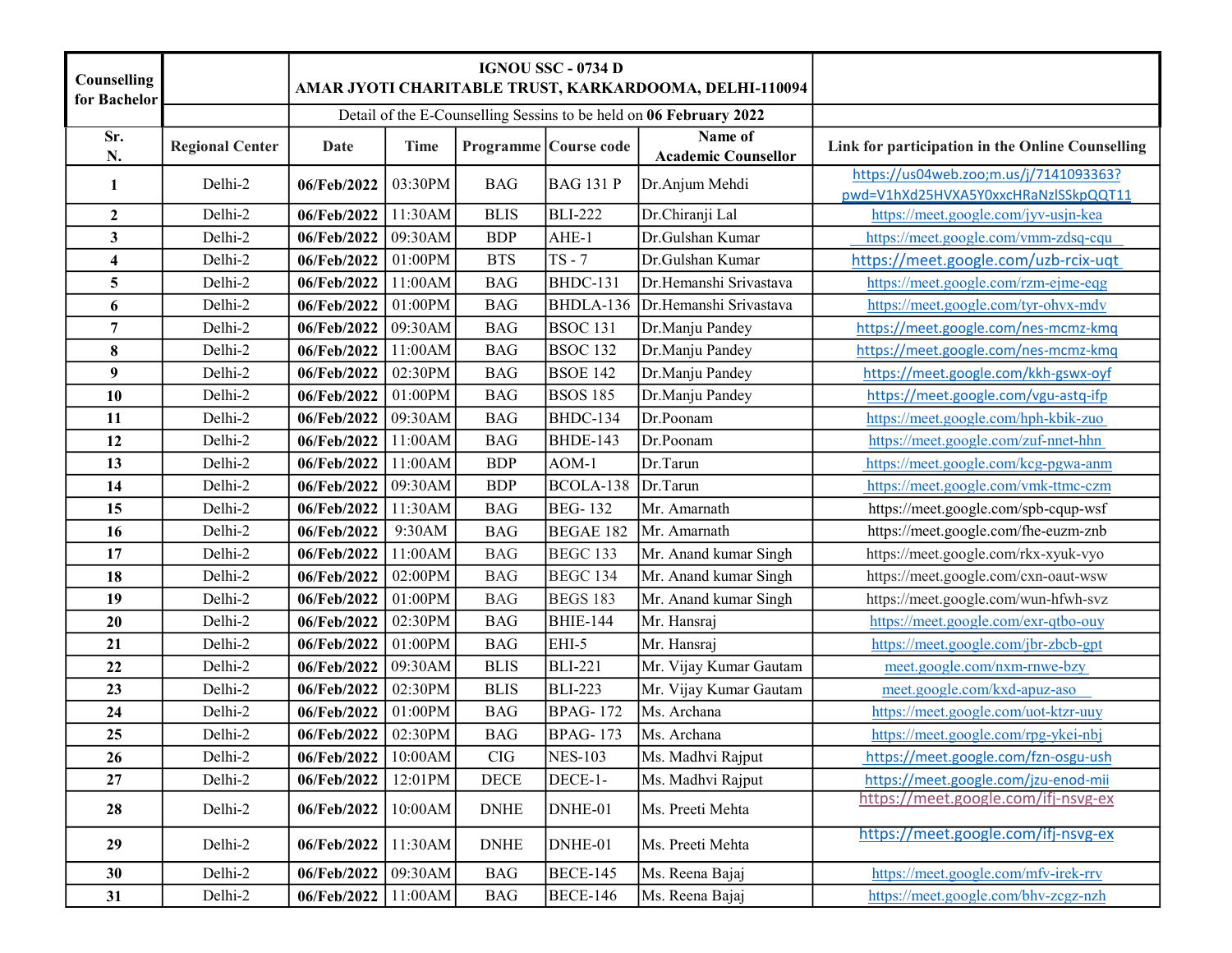| Counselling for Bachelor | | IGNOU SSC - 0734 D<br>AMAR JYOTI CHARITABLE TRUST, KARKARDOOMA, DELHI-110094 | | | | | |
|---|---|---|---|---|---|---|---|
| | | Detail of the E-Counselling Sessins to be held on **06 February 2022** | | | | | |
| **Sr. N.** | **Regional Center** | **Date** | **Time** | **Programme** | **Course code** | **Name of Academic Counsellor** | **Link for participation in the Online Counselling** |
| **1** | Delhi-2 | **06/Feb/2022** | 03:30PM | BAG | BAG 131 P | Dr.Anjum Mehdi | https://us04web.zoo;m.us/j/7141093363?pwd=V1hXd25HVXA5Y0xxcHRaNzlSSkpQQT11 |
| **2** | Delhi-2 | **06/Feb/2022** | 11:30AM | BLIS | BLI-222 | Dr.Chiranji Lal | https://meet.google.com/jyv-usjn-kea |
| **3** | Delhi-2 | **06/Feb/2022** | 09:30AM | BDP | AHE-1 | Dr.Gulshan Kumar | https://meet.google.com/vmm-zdsq-cqu |
| **4** | Delhi-2 | **06/Feb/2022** | 01:00PM | BTS | TS - 7 | Dr.Gulshan Kumar | https://meet.google.com/uzb-rcix-uqt |
| **5** | Delhi-2 | **06/Feb/2022** | 11:00AM | BAG | BHDC-131 | Dr.Hemanshi Srivastava | https://meet.google.com/rzm-ejme-eqg |
| **6** | Delhi-2 | **06/Feb/2022** | 01:00PM | BAG | BHDLA-136 | Dr.Hemanshi Srivastava | https://meet.google.com/tyr-ohvx-mdv |
| **7** | Delhi-2 | **06/Feb/2022** | 09:30AM | BAG | BSOC 131 | Dr.Manju Pandey | https://meet.google.com/nes-mcmz-kmq |
| **8** | Delhi-2 | **06/Feb/2022** | 11:00AM | BAG | BSOC 132 | Dr.Manju Pandey | https://meet.google.com/nes-mcmz-kmq |
| **9** | Delhi-2 | **06/Feb/2022** | 02:30PM | BAG | BSOE 142 | Dr.Manju Pandey | https://meet.google.com/kkh-gswx-oyf |
| **10** | Delhi-2 | **06/Feb/2022** | 01:00PM | BAG | BSOS 185 | Dr.Manju Pandey | https://meet.google.com/vgu-astq-ifp |
| **11** | Delhi-2 | **06/Feb/2022** | 09:30AM | BAG | BHDC-134 | Dr.Poonam | https://meet.google.com/hph-kbik-zuo |
| **12** | Delhi-2 | **06/Feb/2022** | 11:00AM | BAG | BHDE-143 | Dr.Poonam | https://meet.google.com/zuf-nnet-hhn |
| **13** | Delhi-2 | **06/Feb/2022** | 11:00AM | BDP | AOM-1 | Dr.Tarun | https://meet.google.com/kcg-pgwa-anm |
| **14** | Delhi-2 | **06/Feb/2022** | 09:30AM | BDP | BCOLA-138 | Dr.Tarun | https://meet.google.com/vmk-ttmc-czm |
| **15** | Delhi-2 | **06/Feb/2022** | 11:30AM | BAG | BEG- 132 | Mr. Amarnath | https://meet.google.com/spb-cqup-wsf |
| **16** | Delhi-2 | **06/Feb/2022** | 9:30AM | BAG | BEGAE 182 | Mr. Amarnath | https://meet.google.com/fhe-euzm-znb |
| **17** | Delhi-2 | **06/Feb/2022** | 11:00AM | BAG | BEGC 133 | Mr. Anand kumar Singh | https://meet.google.com/rkx-xyuk-vyo |
| **18** | Delhi-2 | **06/Feb/2022** | 02:00PM | BAG | BEGC 134 | Mr. Anand kumar Singh | https://meet.google.com/cxn-oaut-wsw |
| **19** | Delhi-2 | **06/Feb/2022** | 01:00PM | BAG | BEGS 183 | Mr. Anand kumar Singh | https://meet.google.com/wun-hfwh-svz |
| **20** | Delhi-2 | **06/Feb/2022** | 02:30PM | BAG | BHIE-144 | Mr. Hansraj | https://meet.google.com/exr-qtbo-ouy |
| **21** | Delhi-2 | **06/Feb/2022** | 01:00PM | BAG | EHI-5 | Mr. Hansraj | https://meet.google.com/jbr-zbcb-gpt |
| **22** | Delhi-2 | **06/Feb/2022** | 09:30AM | BLIS | BLI-221 | Mr. Vijay Kumar Gautam | meet.google.com/nxm-rnwe-bzy |
| **23** | Delhi-2 | **06/Feb/2022** | 02:30PM | BLIS | BLI-223 | Mr. Vijay Kumar Gautam | meet.google.com/kxd-apuz-aso |
| **24** | Delhi-2 | **06/Feb/2022** | 01:00PM | BAG | BPAG- 172 | Ms. Archana | https://meet.google.com/uot-ktzr-uuy |
| **25** | Delhi-2 | **06/Feb/2022** | 02:30PM | BAG | BPAG- 173 | Ms. Archana | https://meet.google.com/rpg-ykei-nbj |
| **26** | Delhi-2 | **06/Feb/2022** | 10:00AM | CIG | NES-103 | Ms. Madhvi Rajput | https://meet.google.com/fzn-osgu-ush |
| **27** | Delhi-2 | **06/Feb/2022** | 12:01PM | DECE | DECE-1- | Ms. Madhvi Rajput | https://meet.google.com/jzu-enod-mii |
| **28** | Delhi-2 | **06/Feb/2022** | 10:00AM | DNHE | DNHE-01 | Ms. Preeti Mehta | https://meet.google.com/ifj-nsvg-ex |
| **29** | Delhi-2 | **06/Feb/2022** | 11:30AM | DNHE | DNHE-01 | Ms. Preeti Mehta | https://meet.google.com/ifj-nsvg-ex |
| **30** | Delhi-2 | **06/Feb/2022** | 09:30AM | BAG | BECE-145 | Ms. Reena Bajaj | https://meet.google.com/mfv-irek-rrv |
| **31** | Delhi-2 | **06/Feb/2022** | 11:00AM | BAG | BECE-146 | Ms. Reena Bajaj | https://meet.google.com/bhv-zcgz-nzh |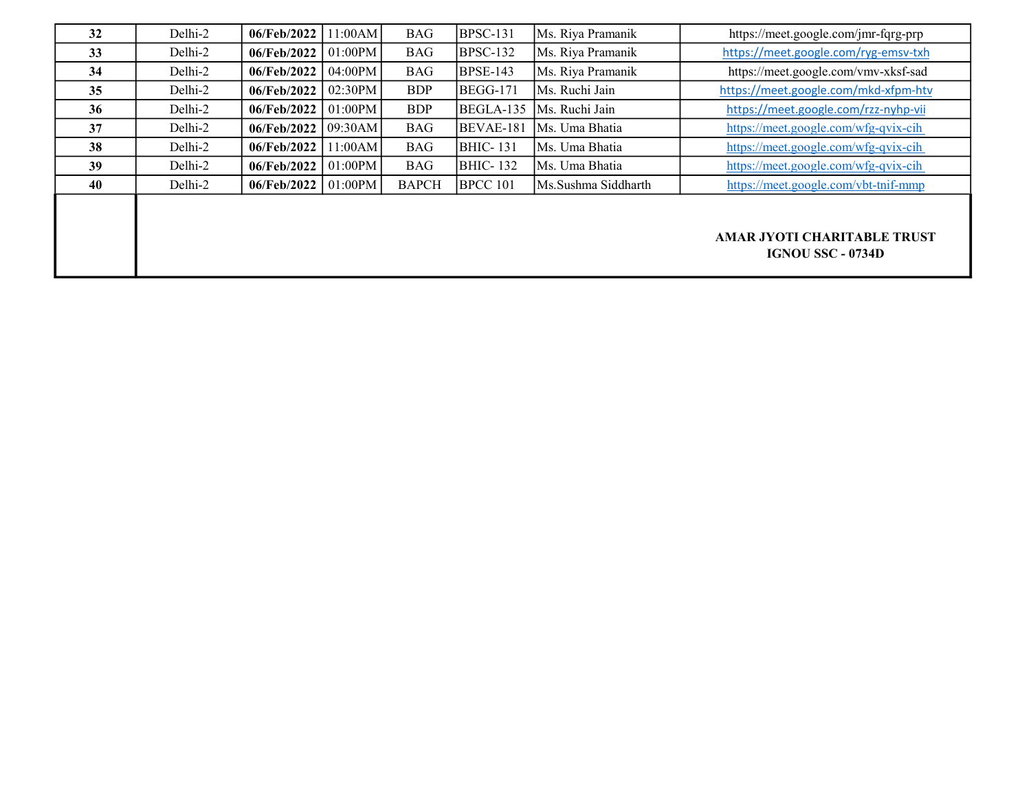| | | | | | | | |
|---|---|---|---|---|---|---|---|
| **32** | Delhi-2 | **06/Feb/2022** | 11:00AM | BAG | BPSC-131 | Ms. Riya Pramanik | https://meet.google.com/jmr-fqrg-prp |
| **33** | Delhi-2 | **06/Feb/2022** | 01:00PM | BAG | BPSC-132 | Ms. Riya Pramanik | https://meet.google.com/ryg-emsv-txh |
| **34** | Delhi-2 | **06/Feb/2022** | 04:00PM | BAG | BPSE-143 | Ms. Riya Pramanik | https://meet.google.com/vmv-xksf-sad |
| **35** | Delhi-2 | **06/Feb/2022** | 02:30PM | BDP | BEGG-171 | Ms. Ruchi Jain | https://meet.google.com/mkd-xfpm-htv |
| **36** | Delhi-2 | **06/Feb/2022** | 01:00PM | BDP | BEGLA-135 | Ms. Ruchi Jain | https://meet.google.com/rzz-nyhp-vii |
| **37** | Delhi-2 | **06/Feb/2022** | 09:30AM | BAG | BEVAE-181 | Ms. Uma Bhatia | https://meet.google.com/wfg-qvix-cih |
| **38** | Delhi-2 | **06/Feb/2022** | 11:00AM | BAG | BHIC- 131 | Ms. Uma Bhatia | https://meet.google.com/wfg-qvix-cih |
| **39** | Delhi-2 | **06/Feb/2022** | 01:00PM | BAG | BHIC- 132 | Ms. Uma Bhatia | https://meet.google.com/wfg-qvix-cih |
| **40** | Delhi-2 | **06/Feb/2022** | 01:00PM | BAPCH | BPCC 101 | Ms.Sushma Siddharth | https://meet.google.com/vbt-tnif-mmp |

**AMAR JYOTI CHARITABLE TRUST**
**IGNOU SSC - 0734D**